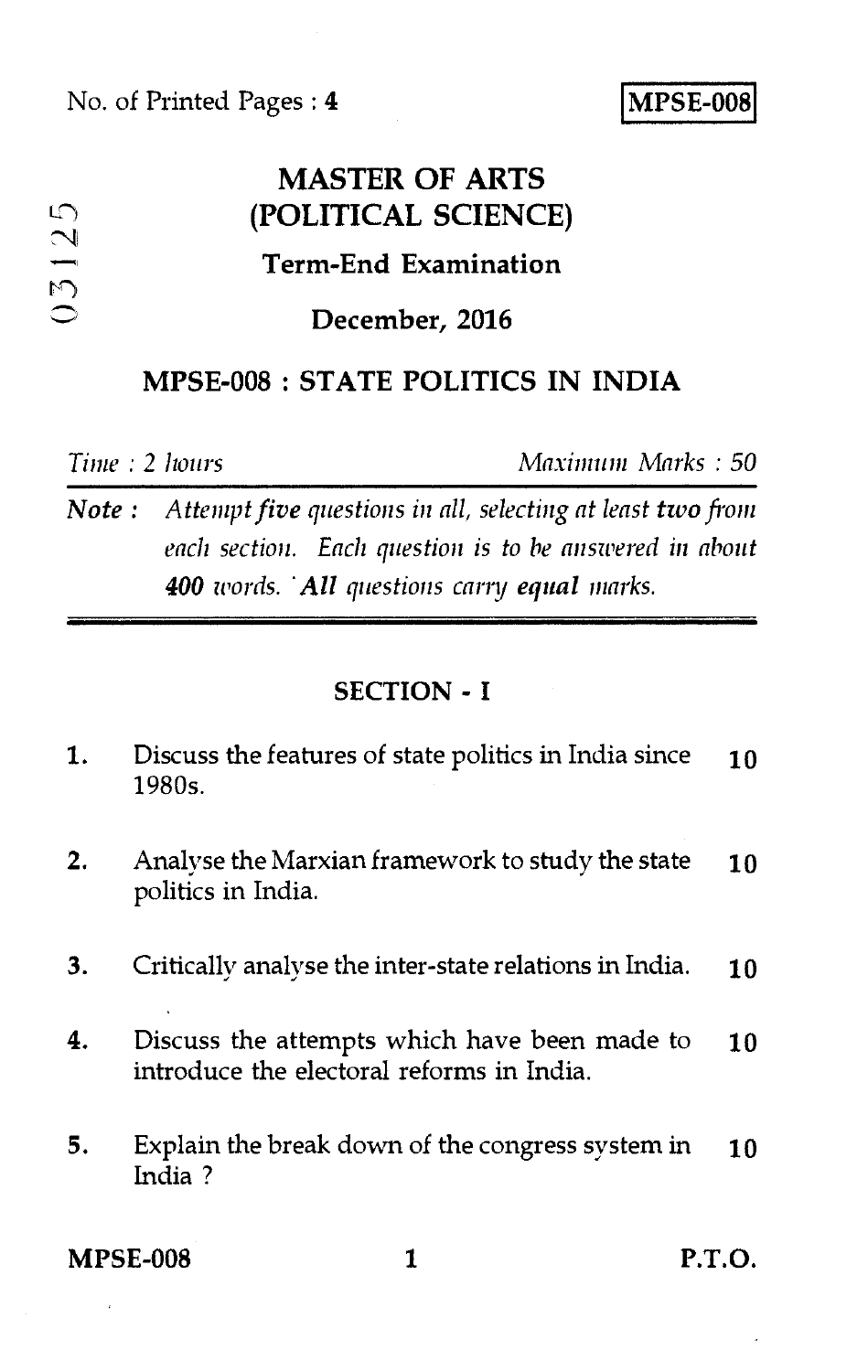No. of Printed Pages : 4

**MPSE-008**

# MASTER OF ARTS (POLITICAL SCIENCE)

## Term-End Examination

## December, 2016

## MPSE-008 : STATE POLITICS IN INDIA

*Time : 2 hours* *Maximum Marks : 50*

**Note :** *Attempt **five** questions in all, selecting at least **two** from each section. Each question is to be answered in about **400** words. **All** questions carry **equal** marks.*

---

### SECTION - I

1. Discuss the features of state politics in India since 1980s. **10**

2. Analyse the Marxian framework to study the state politics in India. **10**

3. Critically analyse the inter-state relations in India. **10**

4. Discuss the attempts which have been made to introduce the electoral reforms in India. **10**

5. Explain the break down of the congress system in India ? **10**

P.T.O.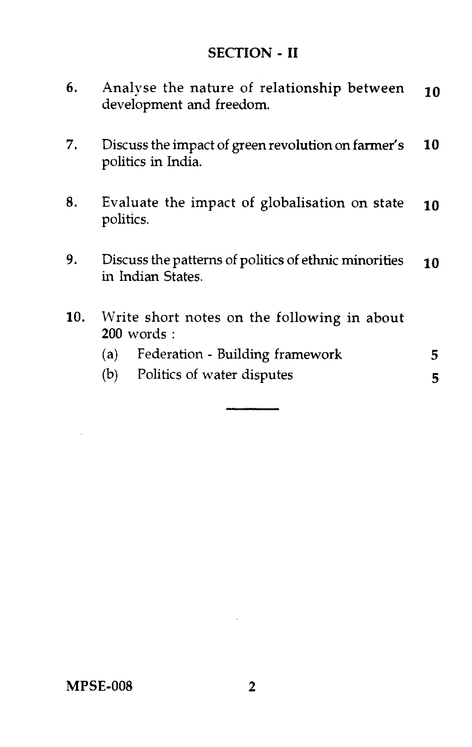## SECTION - II

6. Analyse the nature of relationship between development and freedom. **10**

7. Discuss the impact of green revolution on farmer's politics in India. **10**

8. Evaluate the impact of globalisation on state politics. **10**

9. Discuss the patterns of politics of ethnic minorities in Indian States. **10**

10. Write short notes on the following in about **200** words :

    (a) Federation - Building framework **5**

    (b) Politics of water disputes **5**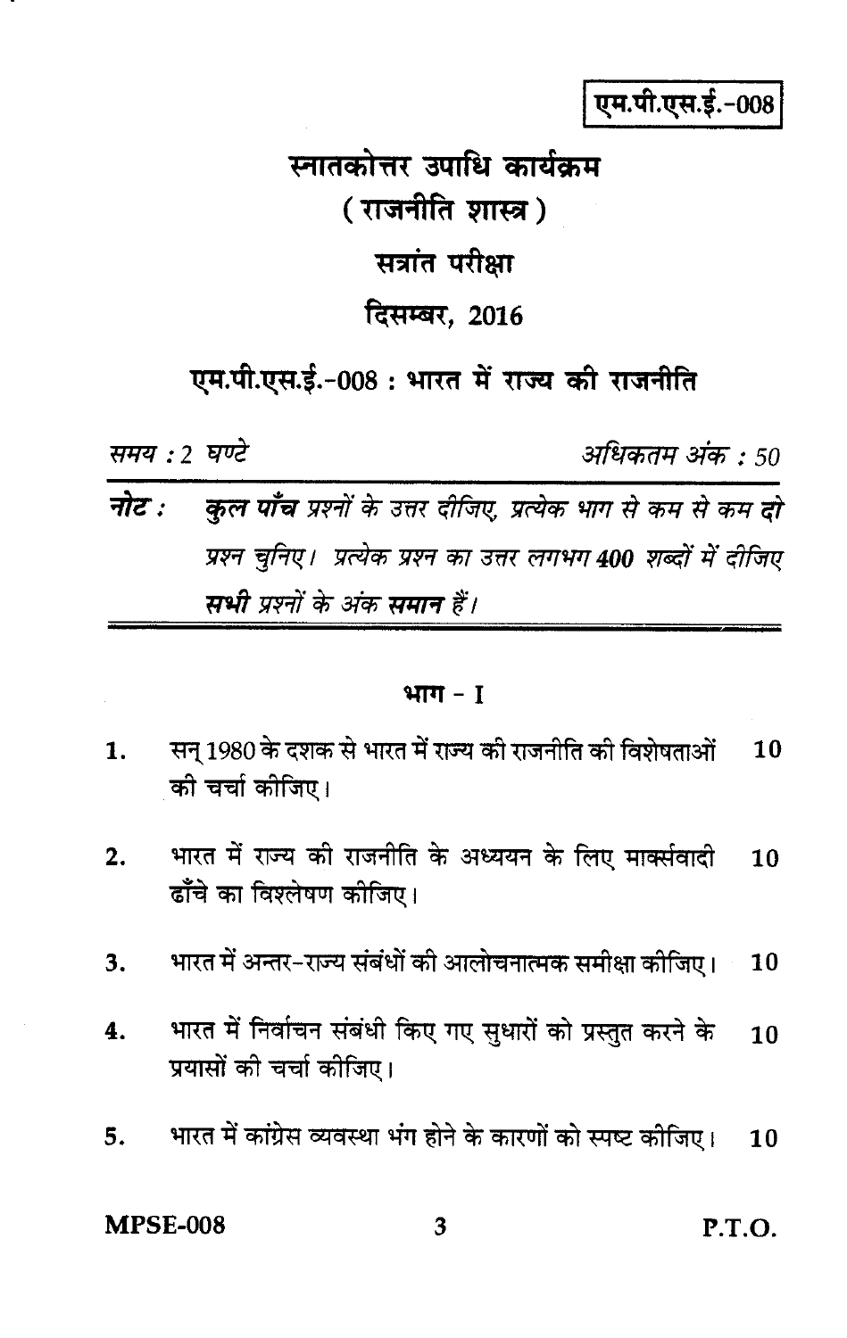एम.पी.एस.ई.-008

# स्नातकोत्तर उपाधि कार्यक्रम

## ( राजनीति शास्त्र )

## सत्रांत परीक्षा

## दिसम्बर, 2016

## एम.पी.एस.ई.-008 : भारत में राज्य की राजनीति

*समय : 2 घण्टे* *अधिकतम अंक : 50*

***नोट :*** *कुल **पाँच** प्रश्नों के उत्तर दीजिए, प्रत्येक भाग से कम से कम **दो** प्रश्न चुनिए। प्रत्येक प्रश्न का उत्तर लगभग **400** शब्दों में दीजिए **सभी** प्रश्नों के अंक **समान** हैं।*

### भाग - I

1. सन् 1980 के दशक से भारत में राज्य की राजनीति की विशेषताओं की चर्चा कीजिए। 10

2. भारत में राज्य की राजनीति के अध्ययन के लिए मार्क्सवादी ढाँचे का विश्लेषण कीजिए। 10

3. भारत में अन्तर-राज्य संबंधों की आलोचनात्मक समीक्षा कीजिए। 10

4. भारत में निर्वाचन संबंधी किए गए सुधारों को प्रस्तुत करने के प्रयासों की चर्चा कीजिए। 10

5. भारत में कांग्रेस व्यवस्था भंग होने के कारणों को स्पष्ट कीजिए। 10

P.T.O.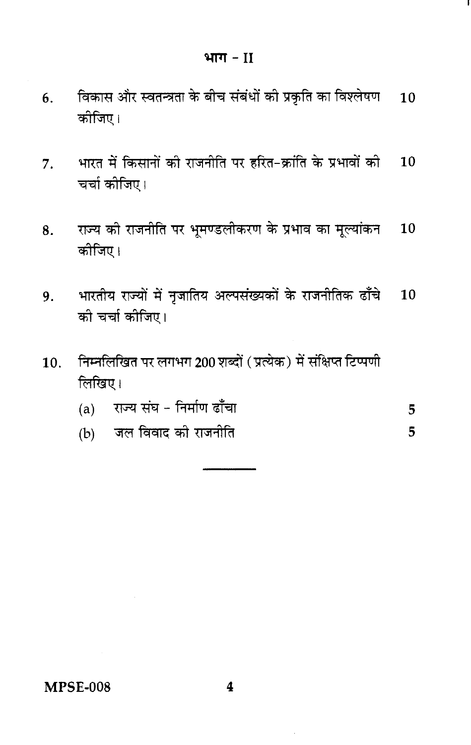## भाग - II

6. विकास और स्वतन्त्रता के बीच संबंधों की प्रकृति का विश्लेषण कीजिए। 10

7. भारत में किसानों की राजनीति पर हरित-क्रांति के प्रभावों की चर्चा कीजिए। 10

8. राज्य की राजनीति पर भूमण्डलीकरण के प्रभाव का मूल्यांकन कीजिए। 10

9. भारतीय राज्यों में नृजातिय अल्पसंख्यकों के राजनीतिक ढाँचे की चर्चा कीजिए। 10

10. निम्नलिखित पर लगभग 200 शब्दों (प्रत्येक) में संक्षिप्त टिप्पणी लिखिए।
    (a) राज्य संघ - निर्माण ढाँचा 5
    (b) जल विवाद की राजनीति 5